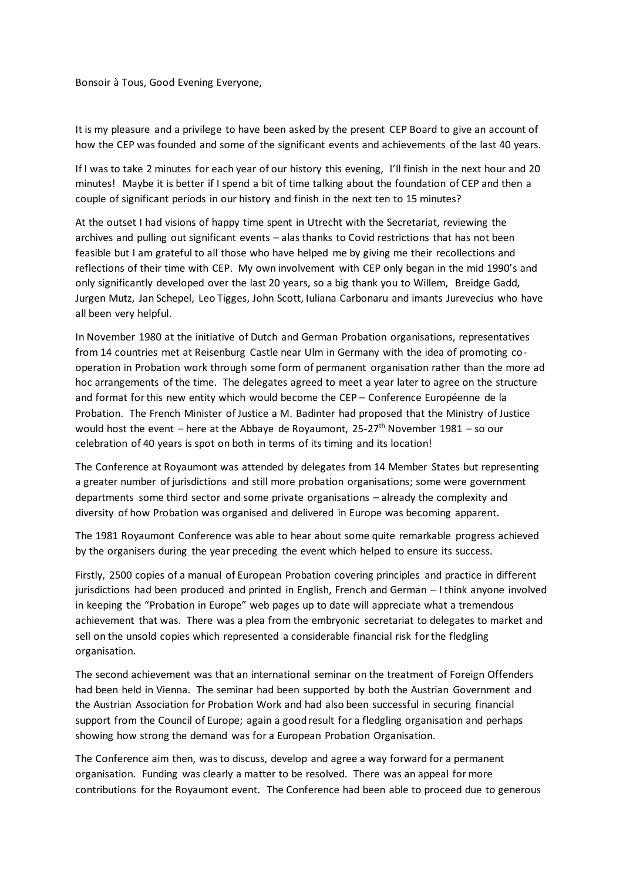Bonsoir à Tous, Good Evening Everyone,

It is my pleasure and a privilege to have been asked by the present CEP Board to give an account of how the CEP was founded and some of the significant events and achievements of the last 40 years.

If I was to take 2 minutes for each year of our history this evening, I'll finish in the next hour and 20 minutes! Maybe it is better if I spend a bit of time talking about the foundation of CEP and then a couple of significant periods in our history and finish in the next ten to 15 minutes?

At the outset I had visions of happy time spent in Utrecht with the Secretariat, reviewing the archives and pulling out significant events – alas thanks to Covid restrictions that has not been feasible but I am grateful to all those who have helped me by giving me their recollections and reflections of their time with CEP. My own involvement with CEP only began in the mid 1990's and only significantly developed over the last 20 years, so a big thank you to Willem, Breidge Gadd, Jurgen Mutz, Jan Schepel, Leo Tigges, John Scott, Iuliana Carbonaru and imants Jurevecius who have all been very helpful.

In November 1980 at the initiative of Dutch and German Probation organisations, representatives from 14 countries met at Reisenburg Castle near Ulm in Germany with the idea of promoting co-operation in Probation work through some form of permanent organisation rather than the more ad hoc arrangements of the time. The delegates agreed to meet a year later to agree on the structure and format for this new entity which would become the CEP – Conference Européenne de la Probation. The French Minister of Justice a M. Badinter had proposed that the Ministry of Justice would host the event – here at the Abbaye de Royaumont, 25-27th November 1981 – so our celebration of 40 years is spot on both in terms of its timing and its location!

The Conference at Royaumont was attended by delegates from 14 Member States but representing a greater number of jurisdictions and still more probation organisations; some were government departments some third sector and some private organisations – already the complexity and diversity of how Probation was organised and delivered in Europe was becoming apparent.

The 1981 Royaumont Conference was able to hear about some quite remarkable progress achieved by the organisers during the year preceding the event which helped to ensure its success.

Firstly, 2500 copies of a manual of European Probation covering principles and practice in different jurisdictions had been produced and printed in English, French and German – I think anyone involved in keeping the "Probation in Europe" web pages up to date will appreciate what a tremendous achievement that was. There was a plea from the embryonic secretariat to delegates to market and sell on the unsold copies which represented a considerable financial risk for the fledgling organisation.

The second achievement was that an international seminar on the treatment of Foreign Offenders had been held in Vienna. The seminar had been supported by both the Austrian Government and the Austrian Association for Probation Work and had also been successful in securing financial support from the Council of Europe; again a good result for a fledgling organisation and perhaps showing how strong the demand was for a European Probation Organisation.

The Conference aim then, was to discuss, develop and agree a way forward for a permanent organisation. Funding was clearly a matter to be resolved. There was an appeal for more contributions for the Royaumont event. The Conference had been able to proceed due to generous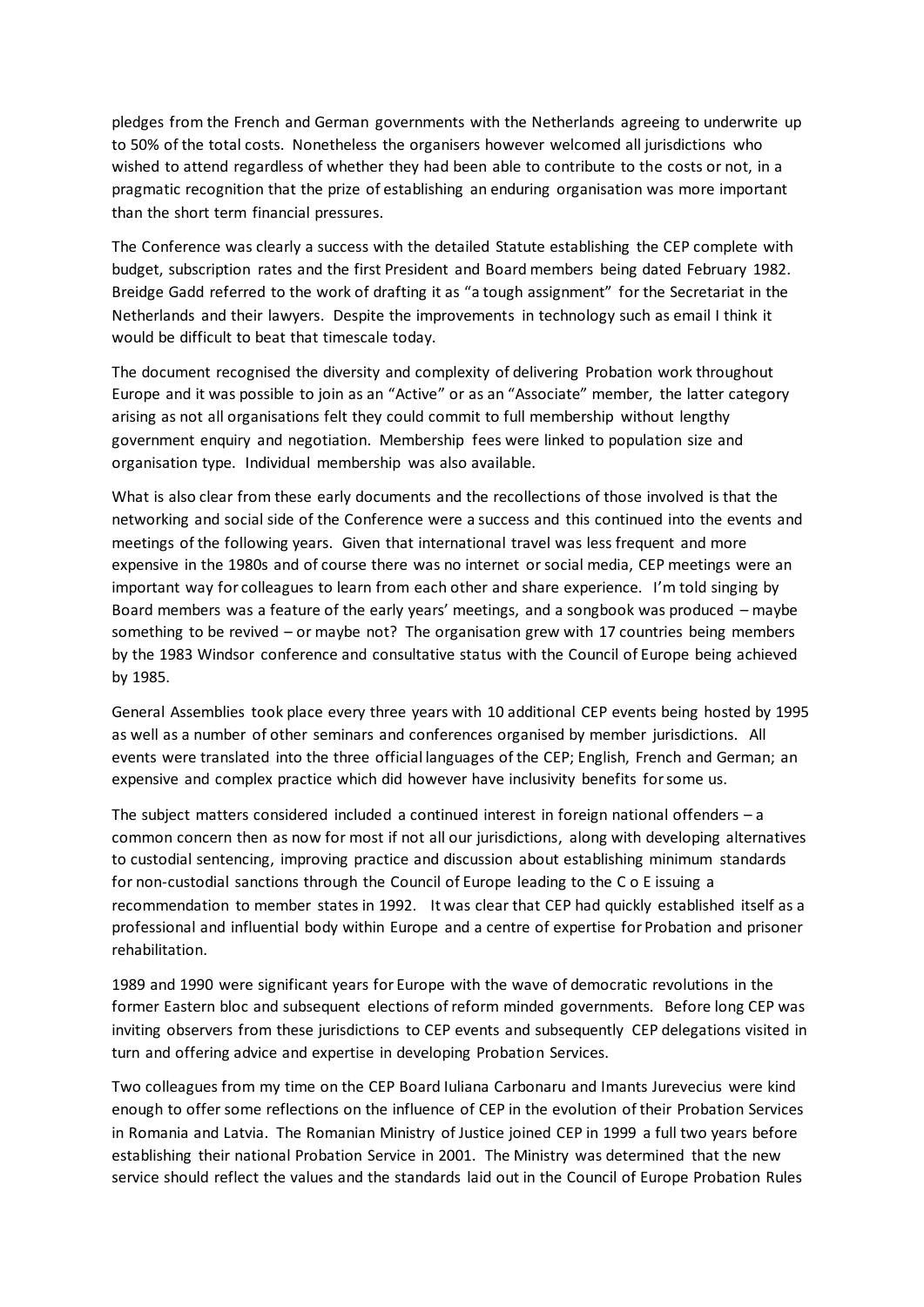pledges from the French and German governments with the Netherlands agreeing to underwrite up to 50% of the total costs. Nonetheless the organisers however welcomed all jurisdictions who wished to attend regardless of whether they had been able to contribute to the costs or not, in a pragmatic recognition that the prize of establishing an enduring organisation was more important than the short term financial pressures.

The Conference was clearly a success with the detailed Statute establishing the CEP complete with budget, subscription rates and the first President and Board members being dated February 1982. Breidge Gadd referred to the work of drafting it as "a tough assignment" for the Secretariat in the Netherlands and their lawyers. Despite the improvements in technology such as email I think it would be difficult to beat that timescale today.

The document recognised the diversity and complexity of delivering Probation work throughout Europe and it was possible to join as an "Active" or as an "Associate" member, the latter category arising as not all organisations felt they could commit to full membership without lengthy government enquiry and negotiation. Membership fees were linked to population size and organisation type. Individual membership was also available.

What is also clear from these early documents and the recollections of those involved is that the networking and social side of the Conference were a success and this continued into the events and meetings of the following years. Given that international travel was less frequent and more expensive in the 1980s and of course there was no internet or social media, CEP meetings were an important way for colleagues to learn from each other and share experience. I'm told singing by Board members was a feature of the early years' meetings, and a songbook was produced – maybe something to be revived – or maybe not? The organisation grew with 17 countries being members by the 1983 Windsor conference and consultative status with the Council of Europe being achieved by 1985.

General Assemblies took place every three years with 10 additional CEP events being hosted by 1995 as well as a number of other seminars and conferences organised by member jurisdictions. All events were translated into the three official languages of the CEP; English, French and German; an expensive and complex practice which did however have inclusivity benefits for some us.

The subject matters considered included a continued interest in foreign national offenders – a common concern then as now for most if not all our jurisdictions, along with developing alternatives to custodial sentencing, improving practice and discussion about establishing minimum standards for non-custodial sanctions through the Council of Europe leading to the C o E issuing a recommendation to member states in 1992. It was clear that CEP had quickly established itself as a professional and influential body within Europe and a centre of expertise for Probation and prisoner rehabilitation.

1989 and 1990 were significant years for Europe with the wave of democratic revolutions in the former Eastern bloc and subsequent elections of reform minded governments. Before long CEP was inviting observers from these jurisdictions to CEP events and subsequently CEP delegations visited in turn and offering advice and expertise in developing Probation Services.

Two colleagues from my time on the CEP Board Iuliana Carbonaru and Imants Jurevecius were kind enough to offer some reflections on the influence of CEP in the evolution of their Probation Services in Romania and Latvia. The Romanian Ministry of Justice joined CEP in 1999 a full two years before establishing their national Probation Service in 2001. The Ministry was determined that the new service should reflect the values and the standards laid out in the Council of Europe Probation Rules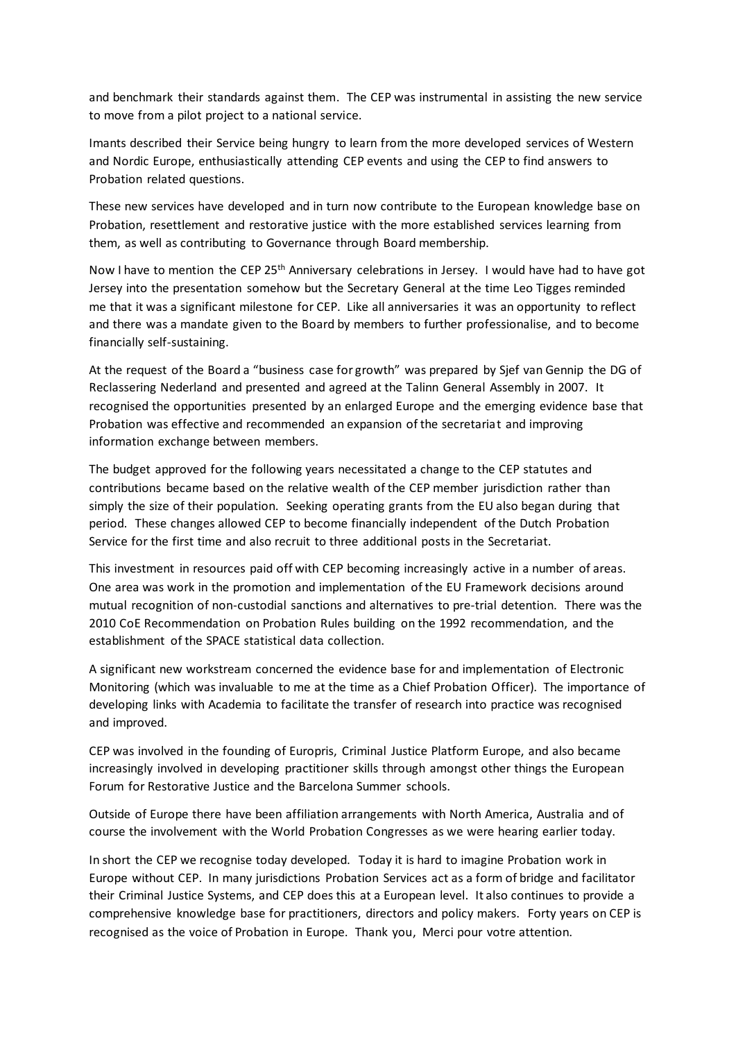and benchmark their standards against them. The CEP was instrumental in assisting the new service to move from a pilot project to a national service.

Imants described their Service being hungry to learn from the more developed services of Western and Nordic Europe, enthusiastically attending CEP events and using the CEP to find answers to Probation related questions.

These new services have developed and in turn now contribute to the European knowledge base on Probation, resettlement and restorative justice with the more established services learning from them, as well as contributing to Governance through Board membership.

Now I have to mention the CEP 25th Anniversary celebrations in Jersey. I would have had to have got Jersey into the presentation somehow but the Secretary General at the time Leo Tigges reminded me that it was a significant milestone for CEP. Like all anniversaries it was an opportunity to reflect and there was a mandate given to the Board by members to further professionalise, and to become financially self-sustaining.

At the request of the Board a "business case for growth" was prepared by Sjef van Gennip the DG of Reclassering Nederland and presented and agreed at the Talinn General Assembly in 2007. It recognised the opportunities presented by an enlarged Europe and the emerging evidence base that Probation was effective and recommended an expansion of the secretariat and improving information exchange between members.

The budget approved for the following years necessitated a change to the CEP statutes and contributions became based on the relative wealth of the CEP member jurisdiction rather than simply the size of their population. Seeking operating grants from the EU also began during that period. These changes allowed CEP to become financially independent of the Dutch Probation Service for the first time and also recruit to three additional posts in the Secretariat.

This investment in resources paid off with CEP becoming increasingly active in a number of areas. One area was work in the promotion and implementation of the EU Framework decisions around mutual recognition of non-custodial sanctions and alternatives to pre-trial detention. There was the 2010 CoE Recommendation on Probation Rules building on the 1992 recommendation, and the establishment of the SPACE statistical data collection.

A significant new workstream concerned the evidence base for and implementation of Electronic Monitoring (which was invaluable to me at the time as a Chief Probation Officer). The importance of developing links with Academia to facilitate the transfer of research into practice was recognised and improved.

CEP was involved in the founding of Europris, Criminal Justice Platform Europe, and also became increasingly involved in developing practitioner skills through amongst other things the European Forum for Restorative Justice and the Barcelona Summer schools.

Outside of Europe there have been affiliation arrangements with North America, Australia and of course the involvement with the World Probation Congresses as we were hearing earlier today.

In short the CEP we recognise today developed. Today it is hard to imagine Probation work in Europe without CEP. In many jurisdictions Probation Services act as a form of bridge and facilitator their Criminal Justice Systems, and CEP does this at a European level. It also continues to provide a comprehensive knowledge base for practitioners, directors and policy makers. Forty years on CEP is recognised as the voice of Probation in Europe. Thank you, Merci pour votre attention.